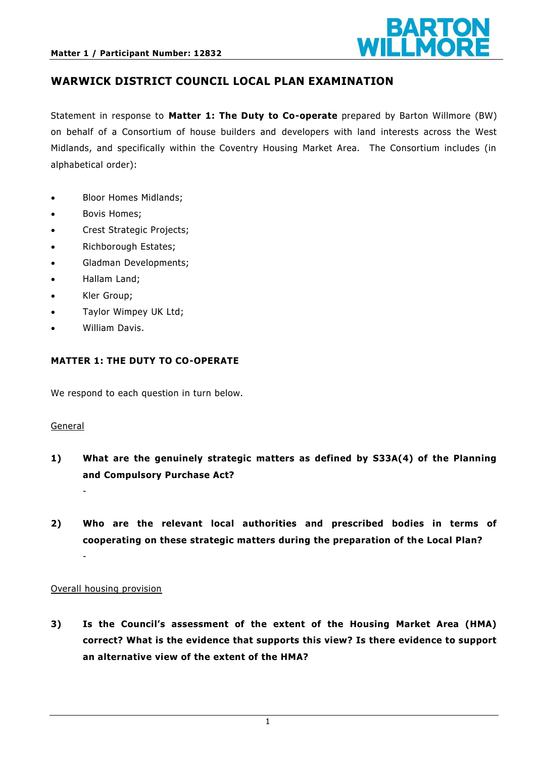# WARWICK DISTRICT COUNCIL LOCAL PLAN EXAMINATION

Statement in response to **Matter 1: The Duty to Co-operate** prepared by Barton Willmore (BW) on behalf of a Consortium of house builders and developers with land interests across the West Midlands, and specifically within the Coventry Housing Market Area. The Consortium includes (in alphabetical order):

- Bloor Homes Midlands;
- Bovis Homes;
- Crest Strategic Projects;
- Richborough Estates;
- Gladman Developments;
- Hallam Land;
- Kler Group;
- Taylor Wimpey UK Ltd;
- William Davis.

## MATTER 1: THE DUTY TO CO-OPERATE

We respond to each question in turn below.

General

**1) What are the genuinely strategic matters as defined by S33A(4) of the Planning and Compulsory Purchase Act?**

-

**2) Who are the relevant local authorities and prescribed bodies in terms of cooperating on these strategic matters during the preparation of the Local Plan?**

-

Overall housing provision

**3) Is the Council's assessment of the extent of the Housing Market Area (HMA) correct? What is the evidence that supports this view? Is there evidence to support an alternative view of the extent of the HMA?**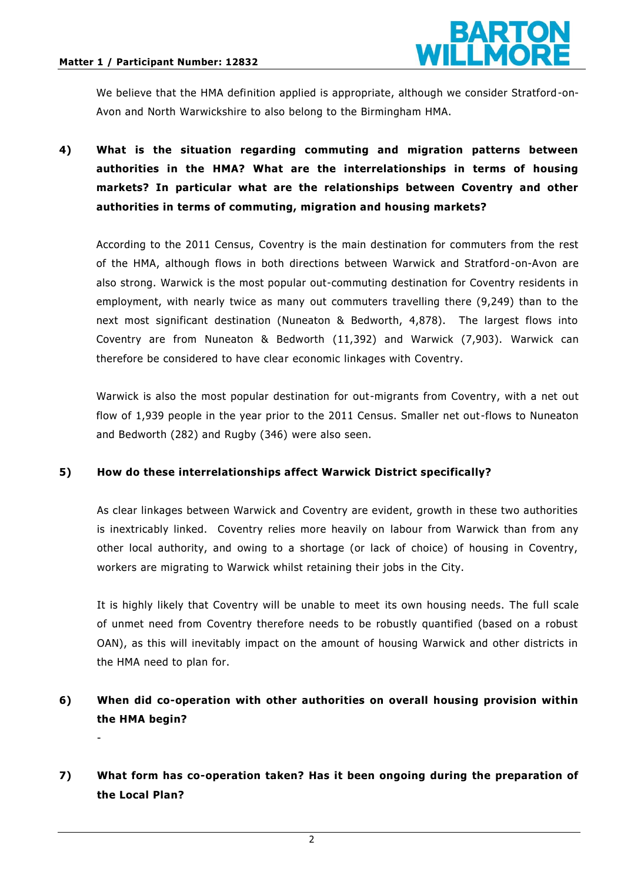We believe that the HMA definition applied is appropriate, although we consider Stratford-on-Avon and North Warwickshire to also belong to the Birmingham HMA.

**4) What is the situation regarding commuting and migration patterns between authorities in the HMA? What are the interrelationships in terms of housing markets? In particular what are the relationships between Coventry and other authorities in terms of commuting, migration and housing markets?**

According to the 2011 Census, Coventry is the main destination for commuters from the rest of the HMA, although flows in both directions between Warwick and Stratford-on-Avon are also strong. Warwick is the most popular out-commuting destination for Coventry residents in employment, with nearly twice as many out commuters travelling there (9,249) than to the next most significant destination (Nuneaton & Bedworth, 4,878). The largest flows into Coventry are from Nuneaton & Bedworth (11,392) and Warwick (7,903). Warwick can therefore be considered to have clear economic linkages with Coventry.

Warwick is also the most popular destination for out-migrants from Coventry, with a net out flow of 1,939 people in the year prior to the 2011 Census. Smaller net out-flows to Nuneaton and Bedworth (282) and Rugby (346) were also seen.

**5) How do these interrelationships affect Warwick District specifically?**

As clear linkages between Warwick and Coventry are evident, growth in these two authorities is inextricably linked. Coventry relies more heavily on labour from Warwick than from any other local authority, and owing to a shortage (or lack of choice) of housing in Coventry, workers are migrating to Warwick whilst retaining their jobs in the City.

It is highly likely that Coventry will be unable to meet its own housing needs. The full scale of unmet need from Coventry therefore needs to be robustly quantified (based on a robust OAN), as this will inevitably impact on the amount of housing Warwick and other districts in the HMA need to plan for.

**6) When did co-operation with other authorities on overall housing provision within the HMA begin?**

-

**7) What form has co-operation taken? Has it been ongoing during the preparation of the Local Plan?**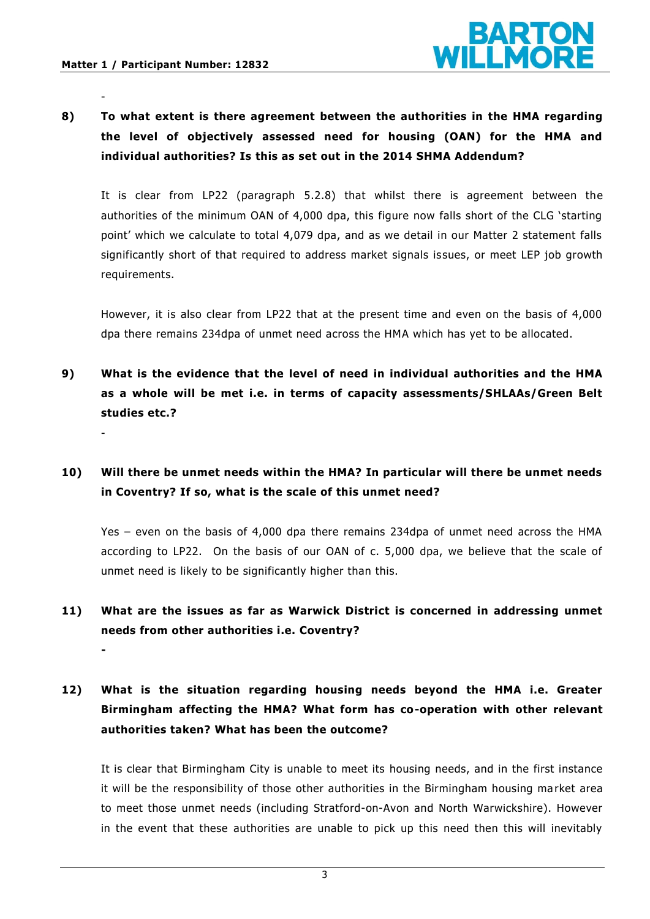-

**8) To what extent is there agreement between the authorities in the HMA regarding the level of objectively assessed need for housing (OAN) for the HMA and individual authorities? Is this as set out in the 2014 SHMA Addendum?**

It is clear from LP22 (paragraph 5.2.8) that whilst there is agreement between the authorities of the minimum OAN of 4,000 dpa, this figure now falls short of the CLG 'starting point' which we calculate to total 4,079 dpa, and as we detail in our Matter 2 statement falls significantly short of that required to address market signals issues, or meet LEP job growth requirements.

However, it is also clear from LP22 that at the present time and even on the basis of 4,000 dpa there remains 234dpa of unmet need across the HMA which has yet to be allocated.

**9) What is the evidence that the level of need in individual authorities and the HMA as a whole will be met i.e. in terms of capacity assessments/SHLAAs/Green Belt studies etc.?**

-

**10) Will there be unmet needs within the HMA? In particular will there be unmet needs in Coventry? If so, what is the scale of this unmet need?**

Yes – even on the basis of 4,000 dpa there remains 234dpa of unmet need across the HMA according to LP22. On the basis of our OAN of c. 5,000 dpa, we believe that the scale of unmet need is likely to be significantly higher than this.

**11) What are the issues as far as Warwick District is concerned in addressing unmet needs from other authorities i.e. Coventry?**

**-**

**12) What is the situation regarding housing needs beyond the HMA i.e. Greater Birmingham affecting the HMA? What form has co-operation with other relevant authorities taken? What has been the outcome?**

It is clear that Birmingham City is unable to meet its housing needs, and in the first instance it will be the responsibility of those other authorities in the Birmingham housing market area to meet those unmet needs (including Stratford-on-Avon and North Warwickshire). However in the event that these authorities are unable to pick up this need then this will inevitably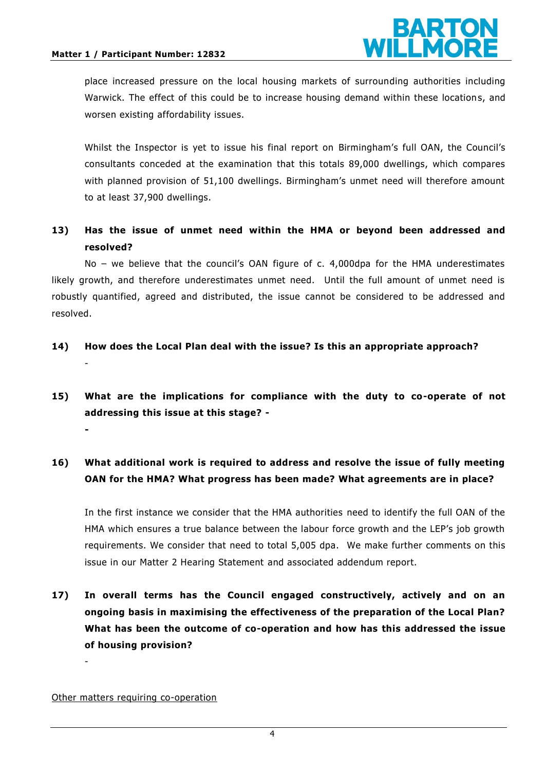place increased pressure on the local housing markets of surrounding authorities including Warwick. The effect of this could be to increase housing demand within these locations, and worsen existing affordability issues.

Whilst the Inspector is yet to issue his final report on Birmingham's full OAN, the Council's consultants conceded at the examination that this totals 89,000 dwellings, which compares with planned provision of 51,100 dwellings. Birmingham's unmet need will therefore amount to at least 37,900 dwellings.

**13) Has the issue of unmet need within the HMA or beyond been addressed and resolved?**

No – we believe that the council's OAN figure of c. 4,000dpa for the HMA underestimates likely growth, and therefore underestimates unmet need. Until the full amount of unmet need is robustly quantified, agreed and distributed, the issue cannot be considered to be addressed and resolved.

**14) How does the Local Plan deal with the issue? Is this an appropriate approach?**

-

**15) What are the implications for compliance with the duty to co-operate of not addressing this issue at this stage? -**

**-**

**16) What additional work is required to address and resolve the issue of fully meeting OAN for the HMA? What progress has been made? What agreements are in place?**

In the first instance we consider that the HMA authorities need to identify the full OAN of the HMA which ensures a true balance between the labour force growth and the LEP's job growth requirements. We consider that need to total 5,005 dpa. We make further comments on this issue in our Matter 2 Hearing Statement and associated addendum report.

**17) In overall terms has the Council engaged constructively, actively and on an ongoing basis in maximising the effectiveness of the preparation of the Local Plan? What has been the outcome of co-operation and how has this addressed the issue of housing provision?**

-

<u>Other matters requiring co-operation</u>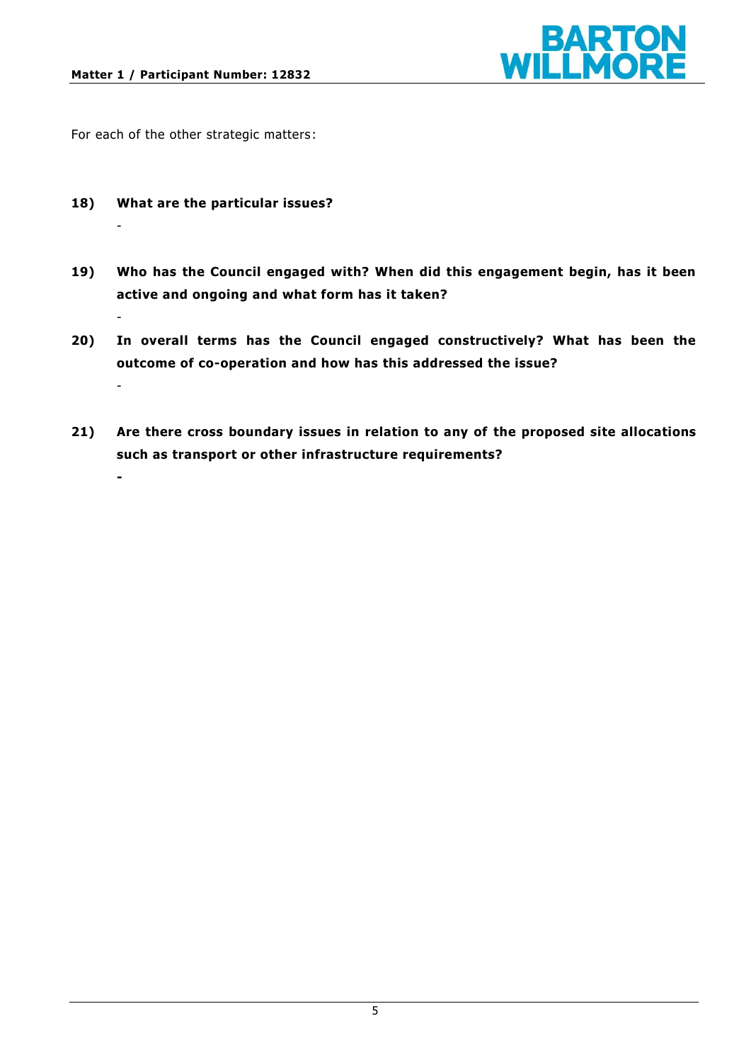For each of the other strategic matters:

**18) What are the particular issues?**

-

**19) Who has the Council engaged with? When did this engagement begin, has it been active and ongoing and what form has it taken?**

-

**20) In overall terms has the Council engaged constructively? What has been the outcome of co-operation and how has this addressed the issue?**

-

**21) Are there cross boundary issues in relation to any of the proposed site allocations such as transport or other infrastructure requirements?**

-